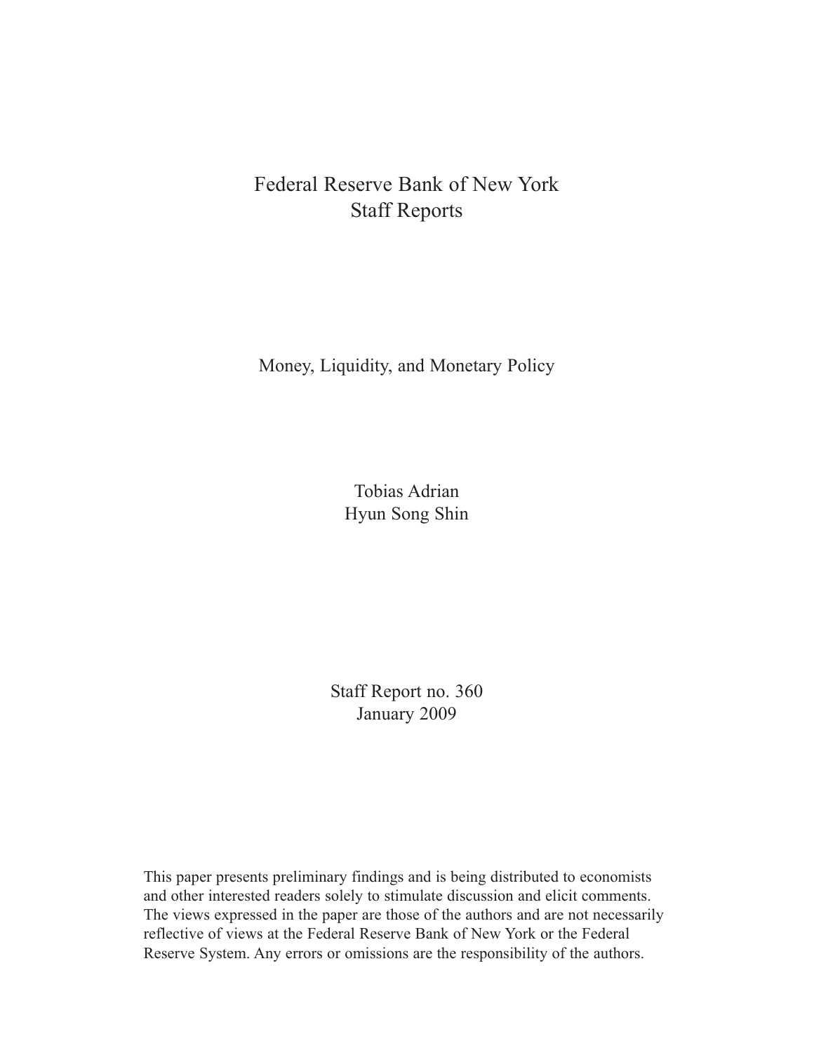Federal Reserve Bank of New York
Staff Reports

# Money, Liquidity, and Monetary Policy

Tobias Adrian
Hyun Song Shin

Staff Report no. 360
January 2009

This paper presents preliminary findings and is being distributed to economists and other interested readers solely to stimulate discussion and elicit comments. The views expressed in the paper are those of the authors and are not necessarily reflective of views at the Federal Reserve Bank of New York or the Federal Reserve System. Any errors or omissions are the responsibility of the authors.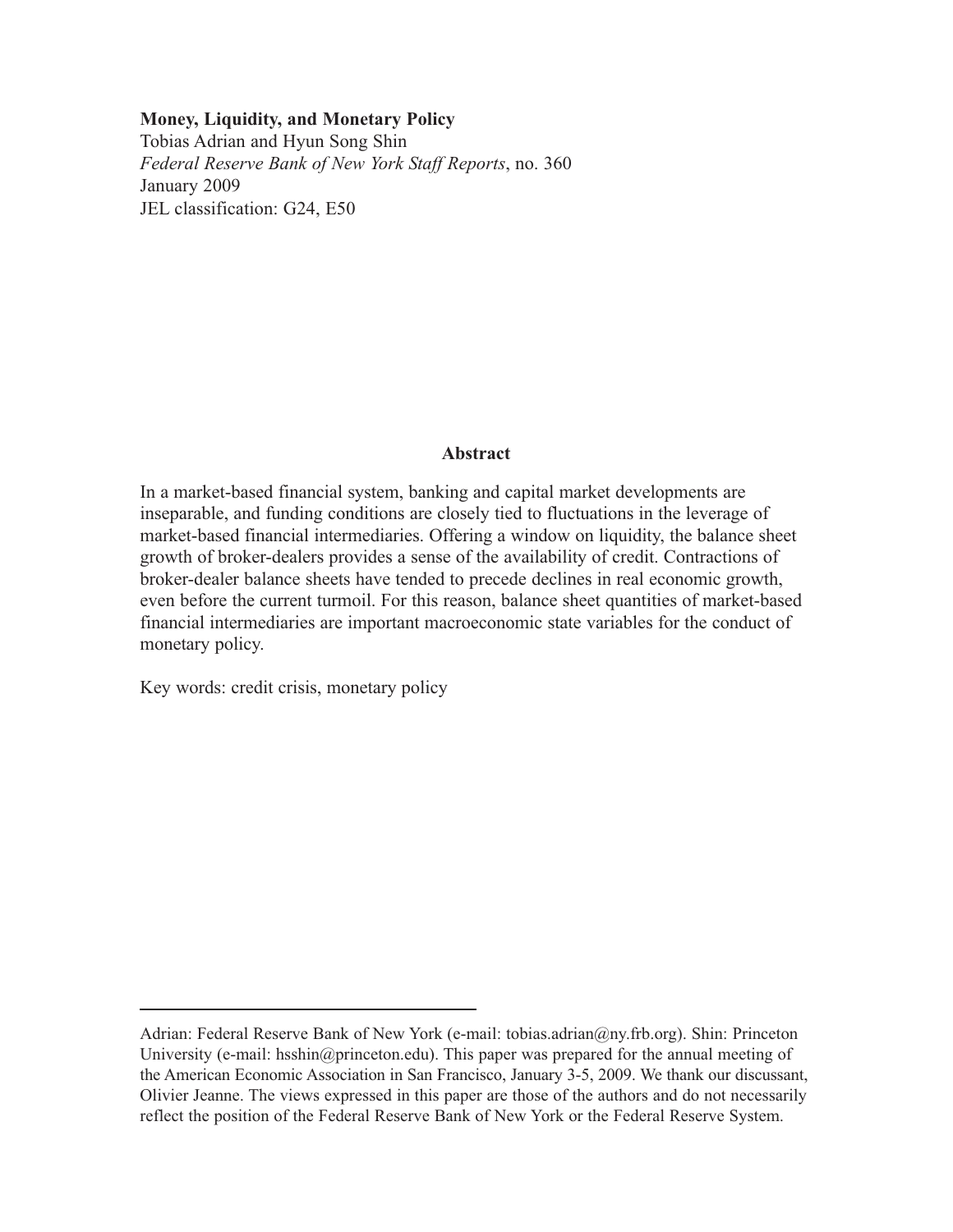**Money, Liquidity, and Monetary Policy**
Tobias Adrian and Hyun Song Shin
*Federal Reserve Bank of New York Staff Reports*, no. 360
January 2009
JEL classification: G24, E50

**Abstract**

In a market-based financial system, banking and capital market developments are inseparable, and funding conditions are closely tied to fluctuations in the leverage of market-based financial intermediaries. Offering a window on liquidity, the balance sheet growth of broker-dealers provides a sense of the availability of credit. Contractions of broker-dealer balance sheets have tended to precede declines in real economic growth, even before the current turmoil. For this reason, balance sheet quantities of market-based financial intermediaries are important macroeconomic state variables for the conduct of monetary policy.

Key words: credit crisis, monetary policy

---

Adrian: Federal Reserve Bank of New York (e-mail: tobias.adrian@ny.frb.org). Shin: Princeton University (e-mail: hsshin@princeton.edu). This paper was prepared for the annual meeting of the American Economic Association in San Francisco, January 3-5, 2009. We thank our discussant, Olivier Jeanne. The views expressed in this paper are those of the authors and do not necessarily reflect the position of the Federal Reserve Bank of New York or the Federal Reserve System.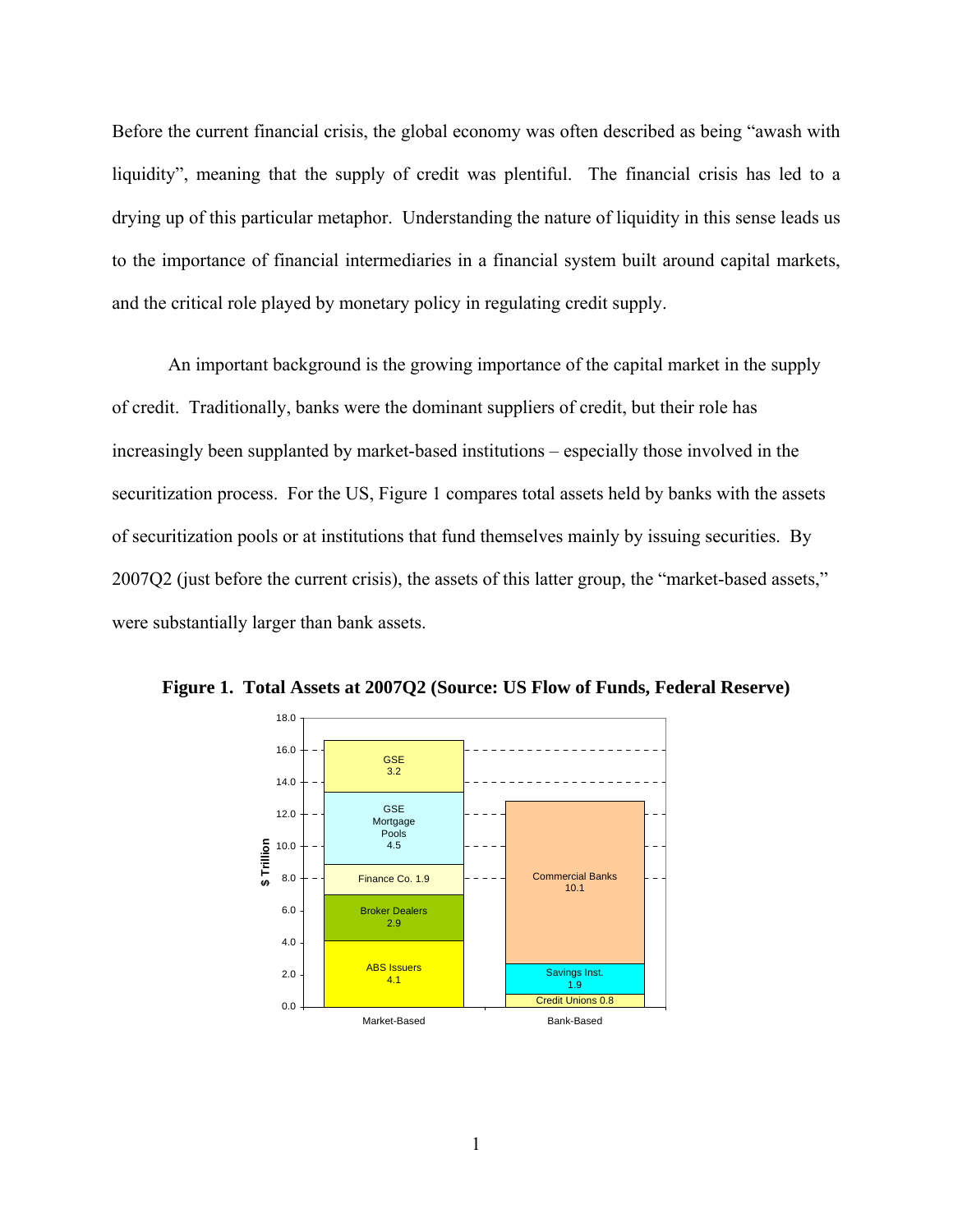Before the current financial crisis, the global economy was often described as being "awash with liquidity", meaning that the supply of credit was plentiful. The financial crisis has led to a drying up of this particular metaphor. Understanding the nature of liquidity in this sense leads us to the importance of financial intermediaries in a financial system built around capital markets, and the critical role played by monetary policy in regulating credit supply.

An important background is the growing importance of the capital market in the supply of credit. Traditionally, banks were the dominant suppliers of credit, but their role has increasingly been supplanted by market-based institutions – especially those involved in the securitization process. For the US, Figure 1 compares total assets held by banks with the assets of securitization pools or at institutions that fund themselves mainly by issuing securities. By 2007Q2 (just before the current crisis), the assets of this latter group, the "market-based assets," were substantially larger than bank assets.

**Figure 1. Total Assets at 2007Q2 (Source: US Flow of Funds, Federal Reserve)**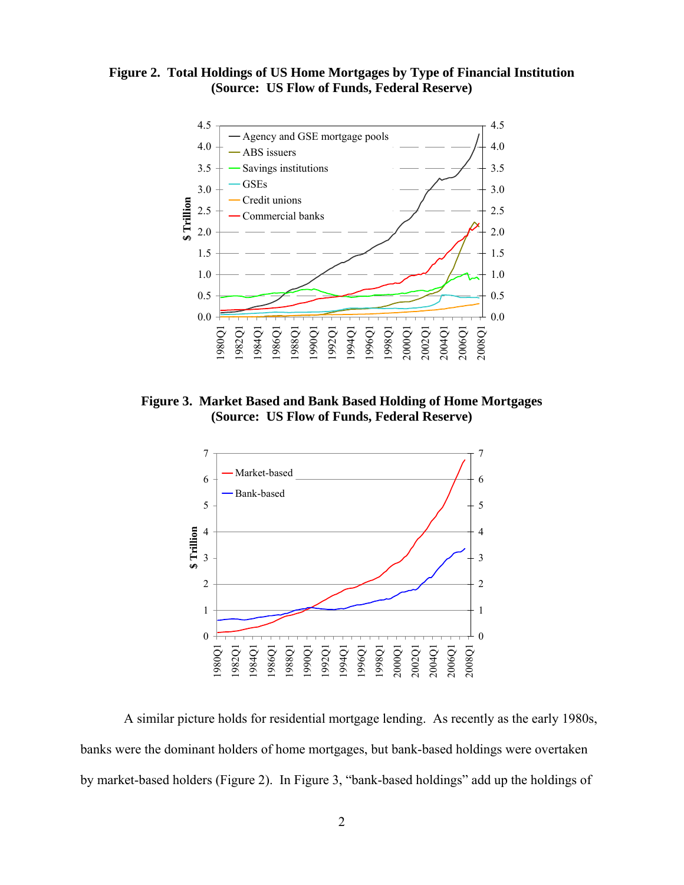**Figure 2. Total Holdings of US Home Mortgages by Type of Financial Institution (Source: US Flow of Funds, Federal Reserve)**

**Figure 3. Market Based and Bank Based Holding of Home Mortgages (Source: US Flow of Funds, Federal Reserve)**

A similar picture holds for residential mortgage lending. As recently as the early 1980s, banks were the dominant holders of home mortgages, but bank-based holdings were overtaken by market-based holders (Figure 2). In Figure 3, "bank-based holdings" add up the holdings of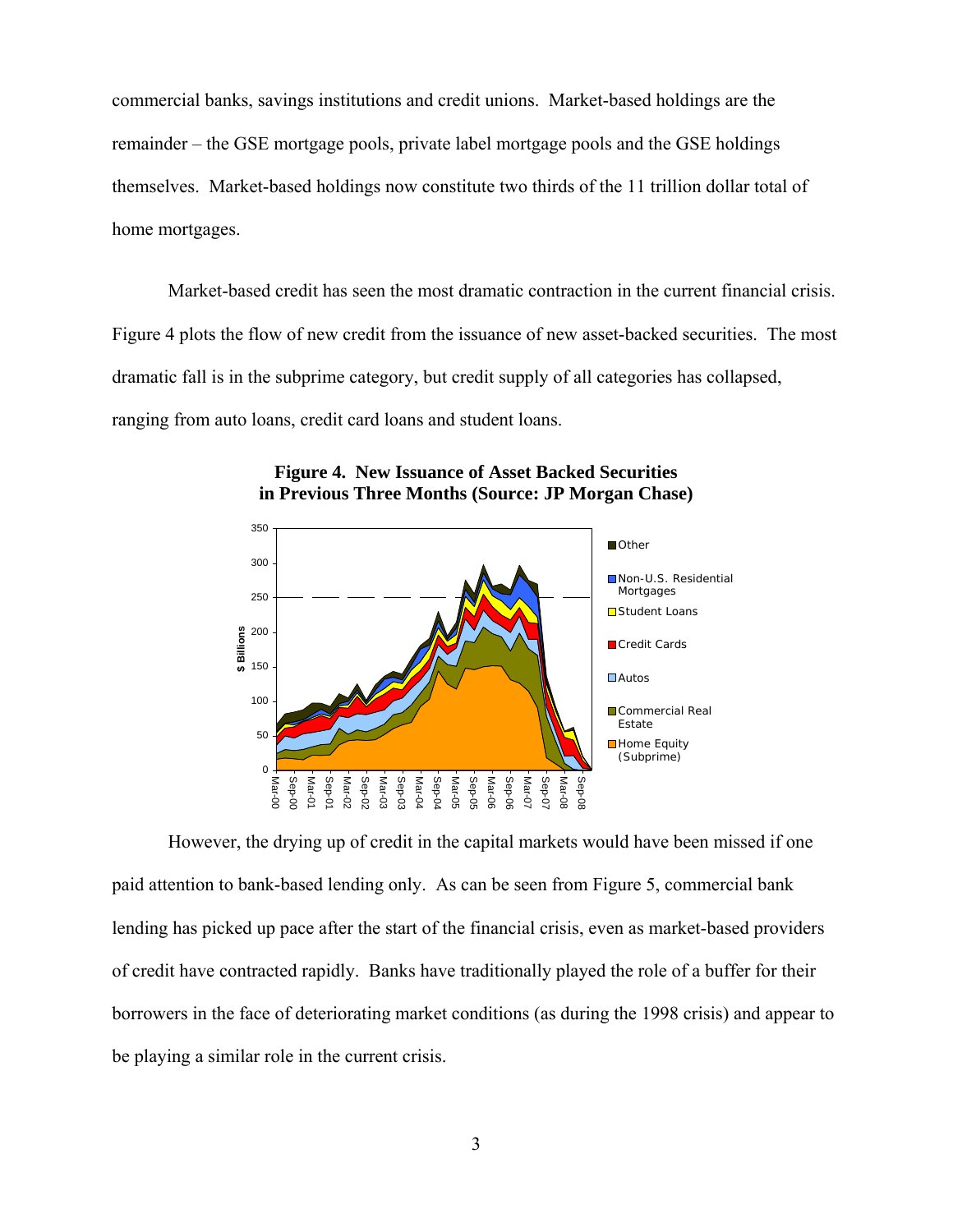commercial banks, savings institutions and credit unions. Market-based holdings are the remainder – the GSE mortgage pools, private label mortgage pools and the GSE holdings themselves. Market-based holdings now constitute two thirds of the 11 trillion dollar total of home mortgages.

Market-based credit has seen the most dramatic contraction in the current financial crisis. Figure 4 plots the flow of new credit from the issuance of new asset-backed securities. The most dramatic fall is in the subprime category, but credit supply of all categories has collapsed, ranging from auto loans, credit card loans and student loans.

**Figure 4. New Issuance of Asset Backed Securities in Previous Three Months (Source: JP Morgan Chase)**

However, the drying up of credit in the capital markets would have been missed if one paid attention to bank-based lending only. As can be seen from Figure 5, commercial bank lending has picked up pace after the start of the financial crisis, even as market-based providers of credit have contracted rapidly. Banks have traditionally played the role of a buffer for their borrowers in the face of deteriorating market conditions (as during the 1998 crisis) and appear to be playing a similar role in the current crisis.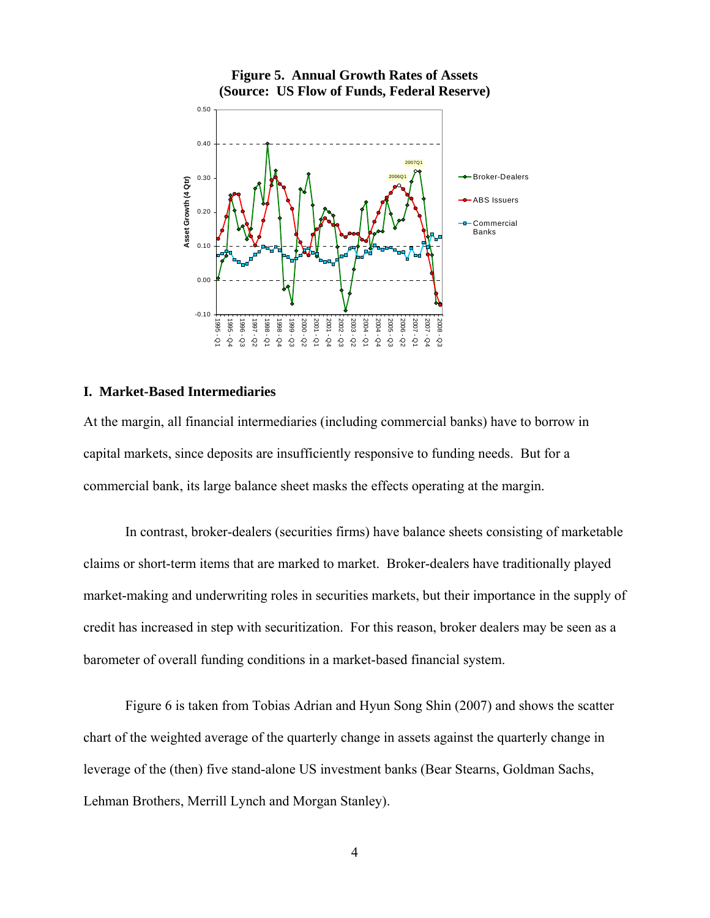**Figure 5. Annual Growth Rates of Assets (Source: US Flow of Funds, Federal Reserve)**

## I. Market-Based Intermediaries

At the margin, all financial intermediaries (including commercial banks) have to borrow in capital markets, since deposits are insufficiently responsive to funding needs. But for a commercial bank, its large balance sheet masks the effects operating at the margin.

In contrast, broker-dealers (securities firms) have balance sheets consisting of marketable claims or short-term items that are marked to market. Broker-dealers have traditionally played market-making and underwriting roles in securities markets, but their importance in the supply of credit has increased in step with securitization. For this reason, broker dealers may be seen as a barometer of overall funding conditions in a market-based financial system.

Figure 6 is taken from Tobias Adrian and Hyun Song Shin (2007) and shows the scatter chart of the weighted average of the quarterly change in assets against the quarterly change in leverage of the (then) five stand-alone US investment banks (Bear Stearns, Goldman Sachs, Lehman Brothers, Merrill Lynch and Morgan Stanley).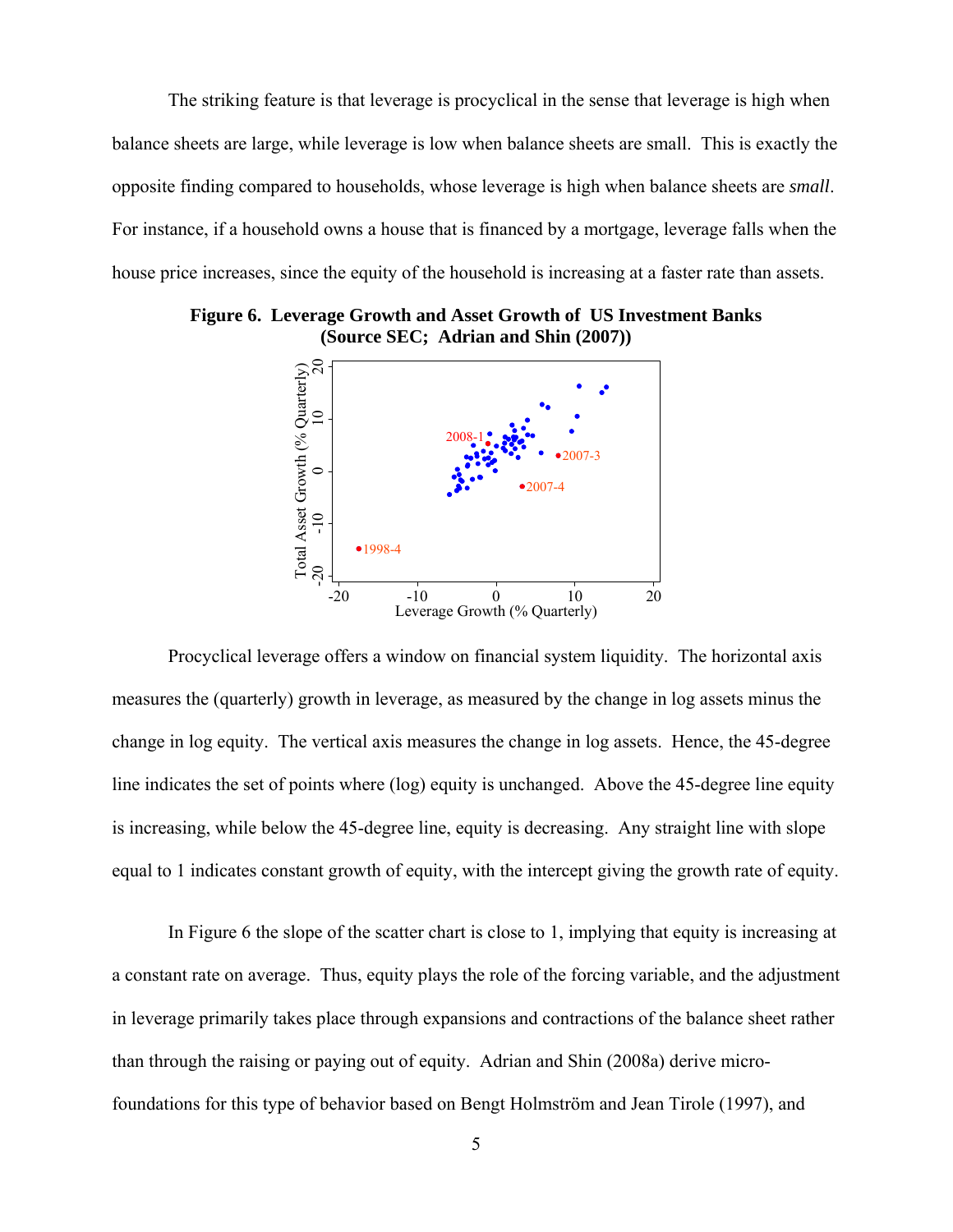The striking feature is that leverage is procyclical in the sense that leverage is high when balance sheets are large, while leverage is low when balance sheets are small. This is exactly the opposite finding compared to households, whose leverage is high when balance sheets are *small*. For instance, if a household owns a house that is financed by a mortgage, leverage falls when the house price increases, since the equity of the household is increasing at a faster rate than assets.

**Figure 6. Leverage Growth and Asset Growth of US Investment Banks (Source SEC; Adrian and Shin (2007))**

Procyclical leverage offers a window on financial system liquidity. The horizontal axis measures the (quarterly) growth in leverage, as measured by the change in log assets minus the change in log equity. The vertical axis measures the change in log assets. Hence, the 45-degree line indicates the set of points where (log) equity is unchanged. Above the 45-degree line equity is increasing, while below the 45-degree line, equity is decreasing. Any straight line with slope equal to 1 indicates constant growth of equity, with the intercept giving the growth rate of equity.

In Figure 6 the slope of the scatter chart is close to 1, implying that equity is increasing at a constant rate on average. Thus, equity plays the role of the forcing variable, and the adjustment in leverage primarily takes place through expansions and contractions of the balance sheet rather than through the raising or paying out of equity. Adrian and Shin (2008a) derive micro-foundations for this type of behavior based on Bengt Holmström and Jean Tirole (1997), and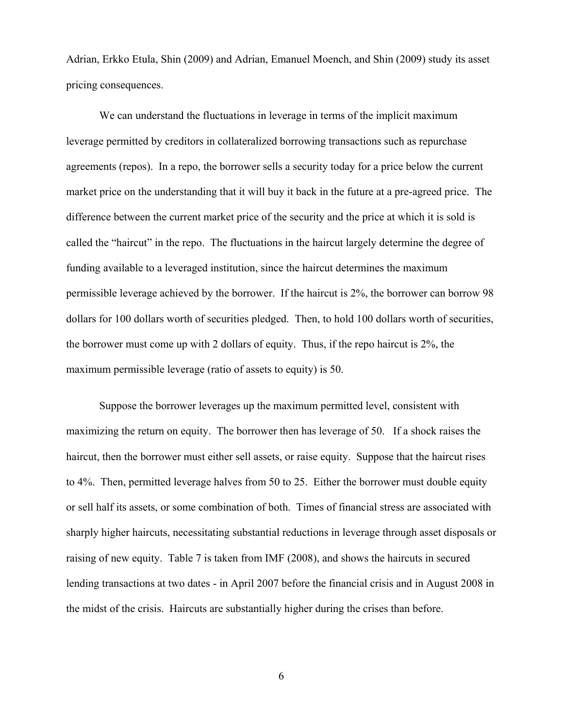Adrian, Erkko Etula, Shin (2009) and Adrian, Emanuel Moench, and Shin (2009) study its asset pricing consequences.

We can understand the fluctuations in leverage in terms of the implicit maximum leverage permitted by creditors in collateralized borrowing transactions such as repurchase agreements (repos). In a repo, the borrower sells a security today for a price below the current market price on the understanding that it will buy it back in the future at a pre-agreed price. The difference between the current market price of the security and the price at which it is sold is called the "haircut" in the repo. The fluctuations in the haircut largely determine the degree of funding available to a leveraged institution, since the haircut determines the maximum permissible leverage achieved by the borrower. If the haircut is 2%, the borrower can borrow 98 dollars for 100 dollars worth of securities pledged. Then, to hold 100 dollars worth of securities, the borrower must come up with 2 dollars of equity. Thus, if the repo haircut is 2%, the maximum permissible leverage (ratio of assets to equity) is 50.

Suppose the borrower leverages up the maximum permitted level, consistent with maximizing the return on equity. The borrower then has leverage of 50. If a shock raises the haircut, then the borrower must either sell assets, or raise equity. Suppose that the haircut rises to 4%. Then, permitted leverage halves from 50 to 25. Either the borrower must double equity or sell half its assets, or some combination of both. Times of financial stress are associated with sharply higher haircuts, necessitating substantial reductions in leverage through asset disposals or raising of new equity. Table 7 is taken from IMF (2008), and shows the haircuts in secured lending transactions at two dates - in April 2007 before the financial crisis and in August 2008 in the midst of the crisis. Haircuts are substantially higher during the crises than before.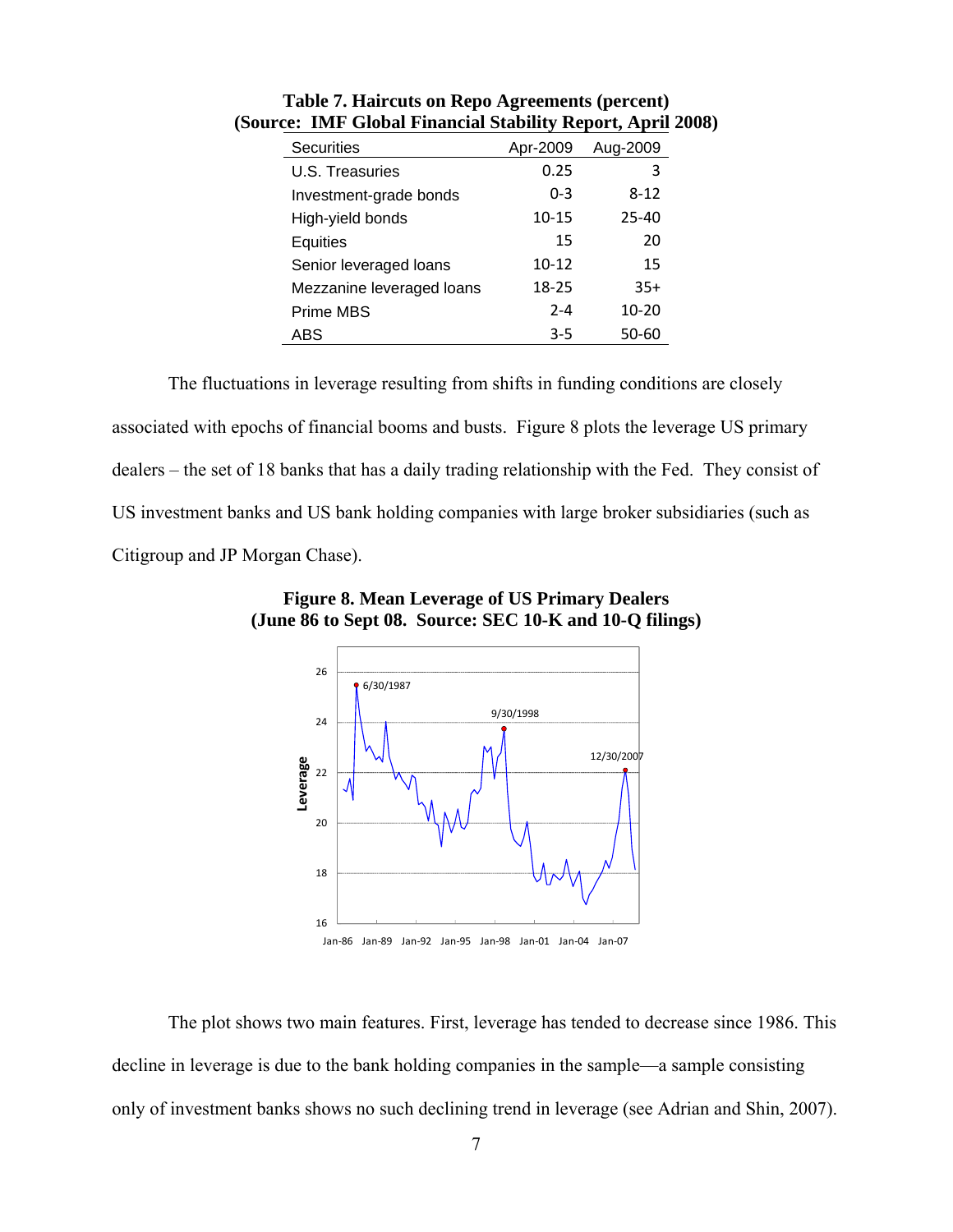**Table 7. Haircuts on Repo Agreements (percent)**
**(Source: IMF Global Financial Stability Report, April 2008)**

| Securities | Apr-2009 | Aug-2009 |
|---|---|---|
| U.S. Treasuries | 0.25 | 3 |
| Investment-grade bonds | 0-3 | 8-12 |
| High-yield bonds | 10-15 | 25-40 |
| Equities | 15 | 20 |
| Senior leveraged loans | 10-12 | 15 |
| Mezzanine leveraged loans | 18-25 | 35+ |
| Prime MBS | 2-4 | 10-20 |
| ABS | 3-5 | 50-60 |

The fluctuations in leverage resulting from shifts in funding conditions are closely associated with epochs of financial booms and busts. Figure 8 plots the leverage US primary dealers – the set of 18 banks that has a daily trading relationship with the Fed. They consist of US investment banks and US bank holding companies with large broker subsidiaries (such as Citigroup and JP Morgan Chase).

**Figure 8. Mean Leverage of US Primary Dealers**
**(June 86 to Sept 08. Source: SEC 10-K and 10-Q filings)**

The plot shows two main features. First, leverage has tended to decrease since 1986. This decline in leverage is due to the bank holding companies in the sample—a sample consisting only of investment banks shows no such declining trend in leverage (see Adrian and Shin, 2007).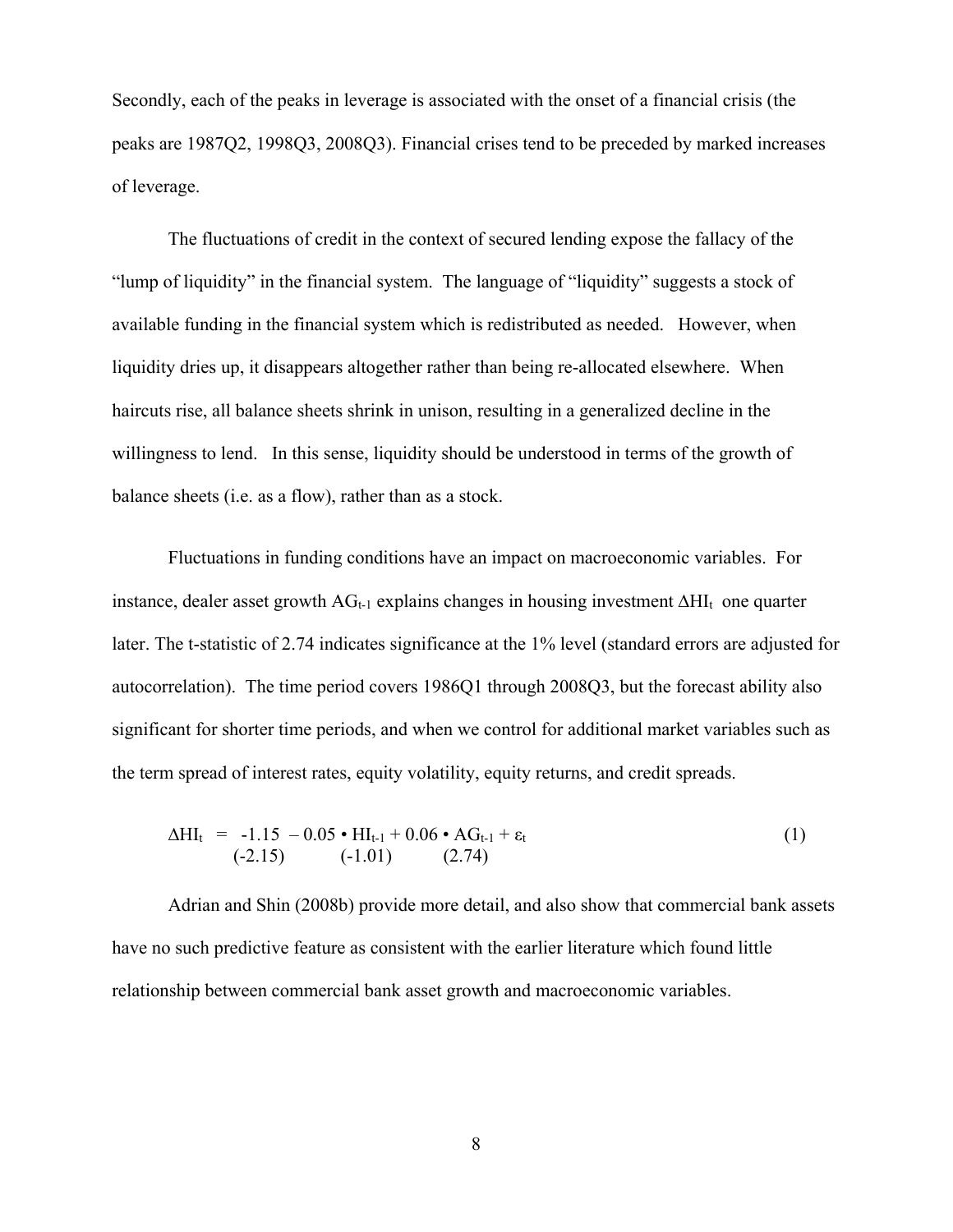Secondly, each of the peaks in leverage is associated with the onset of a financial crisis (the peaks are 1987Q2, 1998Q3, 2008Q3). Financial crises tend to be preceded by marked increases of leverage.

The fluctuations of credit in the context of secured lending expose the fallacy of the "lump of liquidity" in the financial system. The language of "liquidity" suggests a stock of available funding in the financial system which is redistributed as needed. However, when liquidity dries up, it disappears altogether rather than being re-allocated elsewhere. When haircuts rise, all balance sheets shrink in unison, resulting in a generalized decline in the willingness to lend. In this sense, liquidity should be understood in terms of the growth of balance sheets (i.e. as a flow), rather than as a stock.

Fluctuations in funding conditions have an impact on macroeconomic variables. For instance, dealer asset growth $AG_{t-1}$ explains changes in housing investment $\Delta HI_t$ one quarter later. The t-statistic of 2.74 indicates significance at the 1% level (standard errors are adjusted for autocorrelation). The time period covers 1986Q1 through 2008Q3, but the forecast ability also significant for shorter time periods, and when we control for additional market variables such as the term spread of interest rates, equity volatility, equity returns, and credit spreads.

$$\Delta HI_t = \underset{(-2.15)}{-1.15} - \underset{(-1.01)}{0.05} \cdot HI_{t-1} + \underset{(2.74)}{0.06} \cdot AG_{t-1} + \varepsilon_t \tag{1}$$

Adrian and Shin (2008b) provide more detail, and also show that commercial bank assets have no such predictive feature as consistent with the earlier literature which found little relationship between commercial bank asset growth and macroeconomic variables.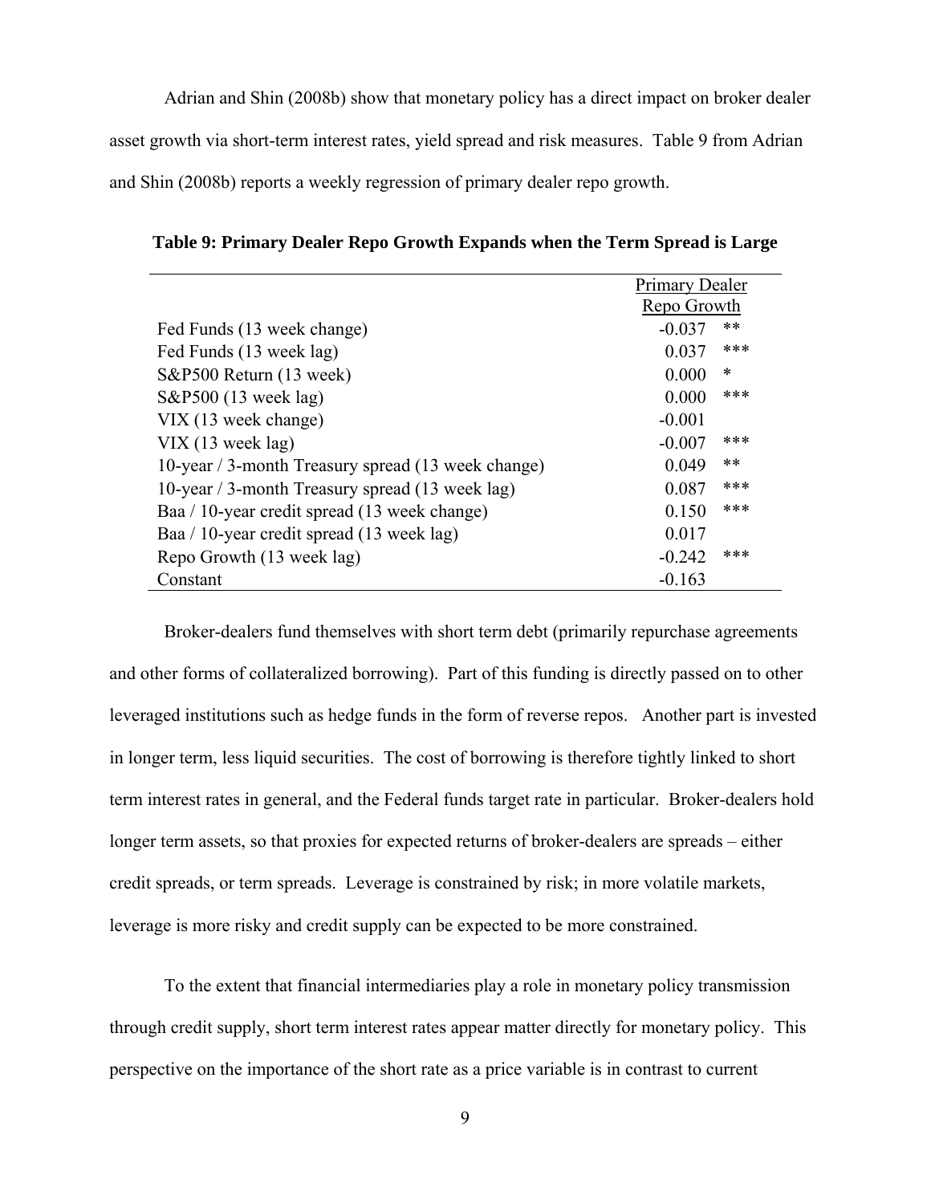Adrian and Shin (2008b) show that monetary policy has a direct impact on broker dealer asset growth via short-term interest rates, yield spread and risk measures. Table 9 from Adrian and Shin (2008b) reports a weekly regression of primary dealer repo growth.

**Table 9: Primary Dealer Repo Growth Expands when the Term Spread is Large**

| | Primary Dealer Repo Growth | |
|---|---|---|
| Fed Funds (13 week change) | -0.037 | ** |
| Fed Funds (13 week lag) | 0.037 | *** |
| S&P500 Return (13 week) | 0.000 | * |
| S&P500 (13 week lag) | 0.000 | *** |
| VIX (13 week change) | -0.001 | |
| VIX (13 week lag) | -0.007 | *** |
| 10-year / 3-month Treasury spread (13 week change) | 0.049 | ** |
| 10-year / 3-month Treasury spread (13 week lag) | 0.087 | *** |
| Baa / 10-year credit spread (13 week change) | 0.150 | *** |
| Baa / 10-year credit spread (13 week lag) | 0.017 | |
| Repo Growth (13 week lag) | -0.242 | *** |
| Constant | -0.163 | |

Broker-dealers fund themselves with short term debt (primarily repurchase agreements and other forms of collateralized borrowing). Part of this funding is directly passed on to other leveraged institutions such as hedge funds in the form of reverse repos. Another part is invested in longer term, less liquid securities. The cost of borrowing is therefore tightly linked to short term interest rates in general, and the Federal funds target rate in particular. Broker-dealers hold longer term assets, so that proxies for expected returns of broker-dealers are spreads – either credit spreads, or term spreads. Leverage is constrained by risk; in more volatile markets, leverage is more risky and credit supply can be expected to be more constrained.

To the extent that financial intermediaries play a role in monetary policy transmission through credit supply, short term interest rates appear matter directly for monetary policy. This perspective on the importance of the short rate as a price variable is in contrast to current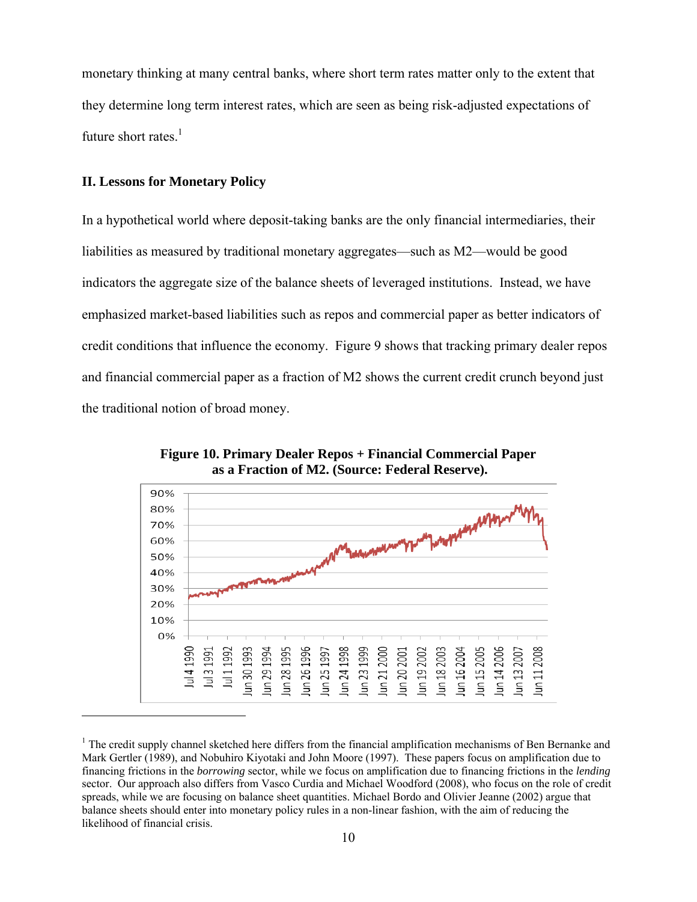monetary thinking at many central banks, where short term rates matter only to the extent that they determine long term interest rates, which are seen as being risk-adjusted expectations of future short rates.[1]

## II. Lessons for Monetary Policy

In a hypothetical world where deposit-taking banks are the only financial intermediaries, their liabilities as measured by traditional monetary aggregates—such as M2—would be good indicators the aggregate size of the balance sheets of leveraged institutions. Instead, we have emphasized market-based liabilities such as repos and commercial paper as better indicators of credit conditions that influence the economy. Figure 9 shows that tracking primary dealer repos and financial commercial paper as a fraction of M2 shows the current credit crunch beyond just the traditional notion of broad money.

**Figure 10. Primary Dealer Repos + Financial Commercial Paper as a Fraction of M2. (Source: Federal Reserve).**

[1] The credit supply channel sketched here differs from the financial amplification mechanisms of Ben Bernanke and Mark Gertler (1989), and Nobuhiro Kiyotaki and John Moore (1997). These papers focus on amplification due to financing frictions in the *borrowing* sector, while we focus on amplification due to financing frictions in the *lending* sector. Our approach also differs from Vasco Curdia and Michael Woodford (2008), who focus on the role of credit spreads, while we are focusing on balance sheet quantities. Michael Bordo and Olivier Jeanne (2002) argue that balance sheets should enter into monetary policy rules in a non-linear fashion, with the aim of reducing the likelihood of financial crisis.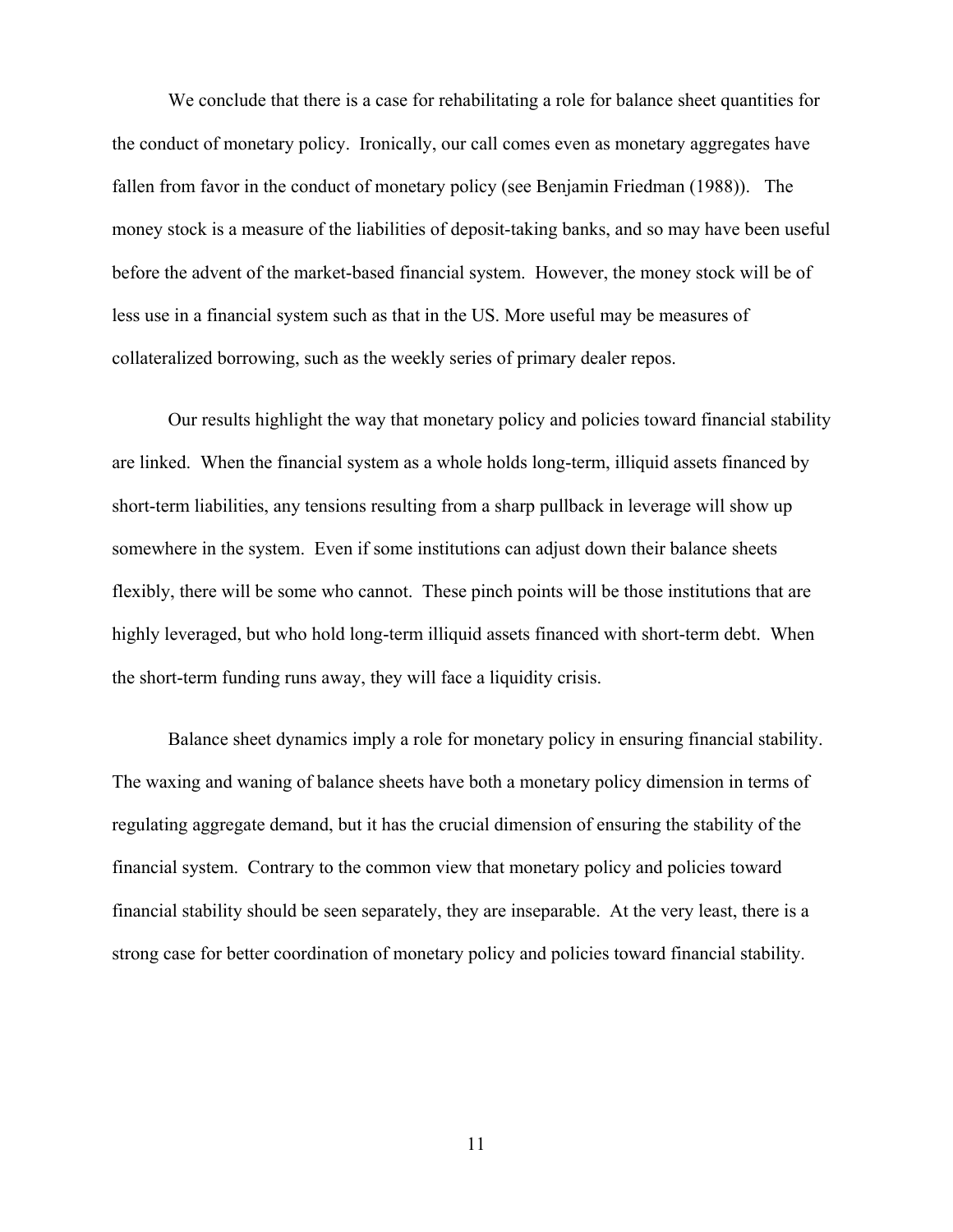We conclude that there is a case for rehabilitating a role for balance sheet quantities for the conduct of monetary policy. Ironically, our call comes even as monetary aggregates have fallen from favor in the conduct of monetary policy (see Benjamin Friedman (1988)). The money stock is a measure of the liabilities of deposit-taking banks, and so may have been useful before the advent of the market-based financial system. However, the money stock will be of less use in a financial system such as that in the US. More useful may be measures of collateralized borrowing, such as the weekly series of primary dealer repos.

Our results highlight the way that monetary policy and policies toward financial stability are linked. When the financial system as a whole holds long-term, illiquid assets financed by short-term liabilities, any tensions resulting from a sharp pullback in leverage will show up somewhere in the system. Even if some institutions can adjust down their balance sheets flexibly, there will be some who cannot. These pinch points will be those institutions that are highly leveraged, but who hold long-term illiquid assets financed with short-term debt. When the short-term funding runs away, they will face a liquidity crisis.

Balance sheet dynamics imply a role for monetary policy in ensuring financial stability. The waxing and waning of balance sheets have both a monetary policy dimension in terms of regulating aggregate demand, but it has the crucial dimension of ensuring the stability of the financial system. Contrary to the common view that monetary policy and policies toward financial stability should be seen separately, they are inseparable. At the very least, there is a strong case for better coordination of monetary policy and policies toward financial stability.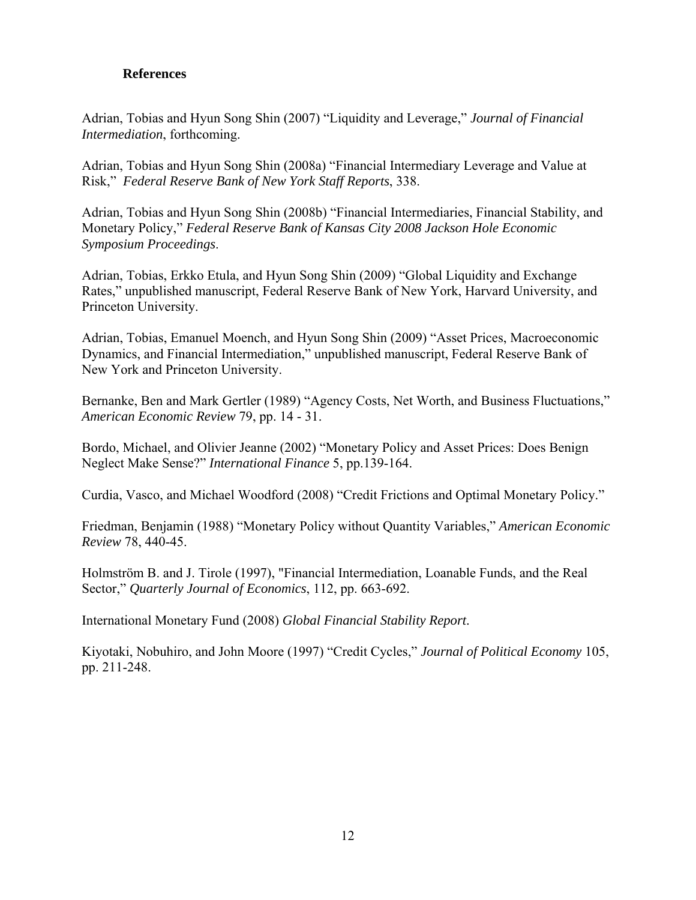## References

Adrian, Tobias and Hyun Song Shin (2007) "Liquidity and Leverage," *Journal of Financial Intermediation*, forthcoming.

Adrian, Tobias and Hyun Song Shin (2008a) "Financial Intermediary Leverage and Value at Risk," *Federal Reserve Bank of New York Staff Reports*, 338.

Adrian, Tobias and Hyun Song Shin (2008b) "Financial Intermediaries, Financial Stability, and Monetary Policy," *Federal Reserve Bank of Kansas City 2008 Jackson Hole Economic Symposium Proceedings*.

Adrian, Tobias, Erkko Etula, and Hyun Song Shin (2009) "Global Liquidity and Exchange Rates," unpublished manuscript, Federal Reserve Bank of New York, Harvard University, and Princeton University.

Adrian, Tobias, Emanuel Moench, and Hyun Song Shin (2009) "Asset Prices, Macroeconomic Dynamics, and Financial Intermediation," unpublished manuscript, Federal Reserve Bank of New York and Princeton University.

Bernanke, Ben and Mark Gertler (1989) "Agency Costs, Net Worth, and Business Fluctuations," *American Economic Review* 79, pp. 14 - 31.

Bordo, Michael, and Olivier Jeanne (2002) "Monetary Policy and Asset Prices: Does Benign Neglect Make Sense?" *International Finance* 5, pp.139-164.

Curdia, Vasco, and Michael Woodford (2008) "Credit Frictions and Optimal Monetary Policy."

Friedman, Benjamin (1988) "Monetary Policy without Quantity Variables," *American Economic Review* 78, 440-45.

Holmström B. and J. Tirole (1997), "Financial Intermediation, Loanable Funds, and the Real Sector," *Quarterly Journal of Economics*, 112, pp. 663-692.

International Monetary Fund (2008) *Global Financial Stability Report*.

Kiyotaki, Nobuhiro, and John Moore (1997) "Credit Cycles," *Journal of Political Economy* 105, pp. 211-248.